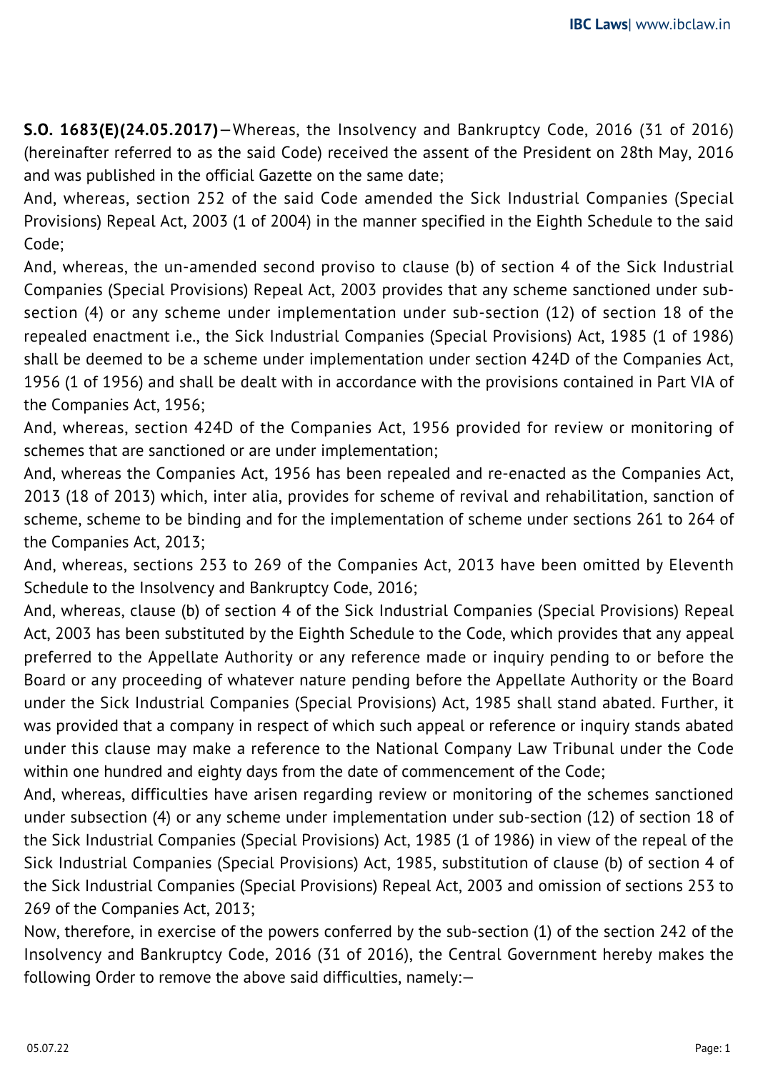**S.O. 1683(E)(24.05.2017)**—Whereas, the Insolvency and Bankruptcy Code, 2016 (31 of 2016) (hereinafter referred to as the said Code) received the assent of the President on 28th May, 2016 and was published in the official Gazette on the same date;

And, whereas, section 252 of the said Code amended the Sick Industrial Companies (Special Provisions) Repeal Act, 2003 (1 of 2004) in the manner specified in the Eighth Schedule to the said Code;

And, whereas, the un-amended second proviso to clause (b) of section 4 of the Sick Industrial Companies (Special Provisions) Repeal Act, 2003 provides that any scheme sanctioned under sub-section (4) or any scheme under implementation under sub-section (12) of section 18 of the repealed enactment i.e., the Sick Industrial Companies (Special Provisions) Act, 1985 (1 of 1986) shall be deemed to be a scheme under implementation under section 424D of the Companies Act, 1956 (1 of 1956) and shall be dealt with in accordance with the provisions contained in Part VIA of the Companies Act, 1956;

And, whereas, section 424D of the Companies Act, 1956 provided for review or monitoring of schemes that are sanctioned or are under implementation;

And, whereas the Companies Act, 1956 has been repealed and re-enacted as the Companies Act, 2013 (18 of 2013) which, inter alia, provides for scheme of revival and rehabilitation, sanction of scheme, scheme to be binding and for the implementation of scheme under sections 261 to 264 of the Companies Act, 2013;

And, whereas, sections 253 to 269 of the Companies Act, 2013 have been omitted by Eleventh Schedule to the Insolvency and Bankruptcy Code, 2016;

And, whereas, clause (b) of section 4 of the Sick Industrial Companies (Special Provisions) Repeal Act, 2003 has been substituted by the Eighth Schedule to the Code, which provides that any appeal preferred to the Appellate Authority or any reference made or inquiry pending to or before the Board or any proceeding of whatever nature pending before the Appellate Authority or the Board under the Sick Industrial Companies (Special Provisions) Act, 1985 shall stand abated. Further, it was provided that a company in respect of which such appeal or reference or inquiry stands abated under this clause may make a reference to the National Company Law Tribunal under the Code within one hundred and eighty days from the date of commencement of the Code;

And, whereas, difficulties have arisen regarding review or monitoring of the schemes sanctioned under subsection (4) or any scheme under implementation under sub-section (12) of section 18 of the Sick Industrial Companies (Special Provisions) Act, 1985 (1 of 1986) in view of the repeal of the Sick Industrial Companies (Special Provisions) Act, 1985, substitution of clause (b) of section 4 of the Sick Industrial Companies (Special Provisions) Repeal Act, 2003 and omission of sections 253 to 269 of the Companies Act, 2013;

Now, therefore, in exercise of the powers conferred by the sub-section (1) of the section 242 of the Insolvency and Bankruptcy Code, 2016 (31 of 2016), the Central Government hereby makes the following Order to remove the above said difficulties, namely:—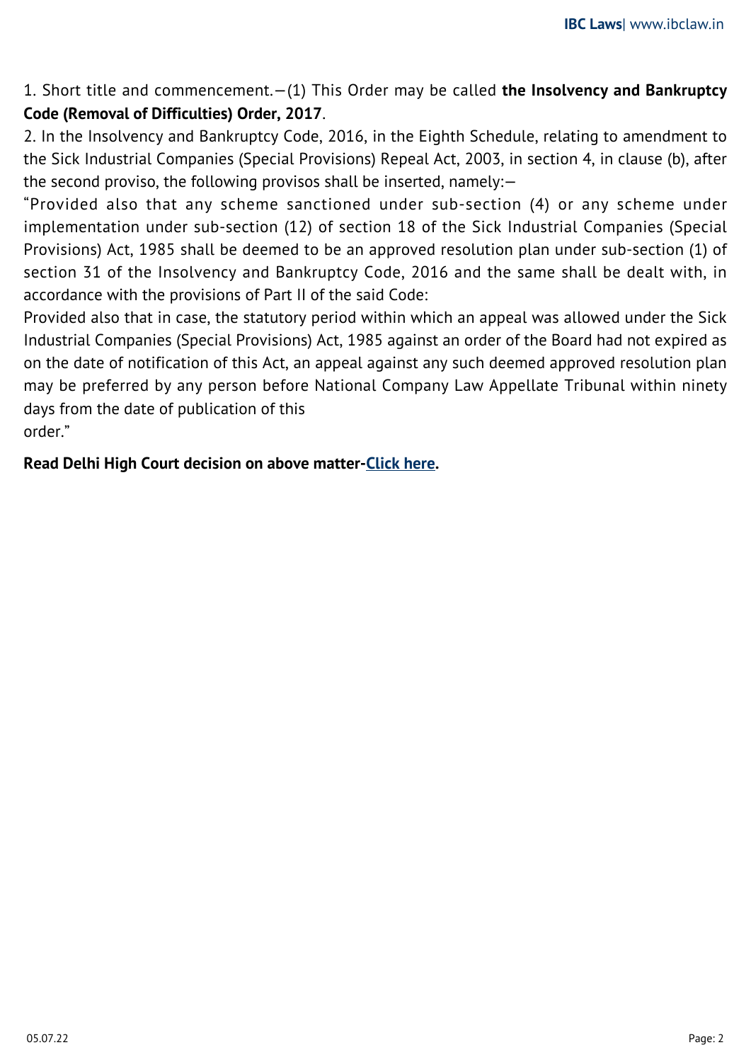1. Short title and commencement.—(1) This Order may be called **the Insolvency and Bankruptcy Code (Removal of Difficulties) Order, 2017**.

2. In the Insolvency and Bankruptcy Code, 2016, in the Eighth Schedule, relating to amendment to the Sick Industrial Companies (Special Provisions) Repeal Act, 2003, in section 4, in clause (b), after the second proviso, the following provisos shall be inserted, namely:—

"Provided also that any scheme sanctioned under sub-section (4) or any scheme under implementation under sub-section (12) of section 18 of the Sick Industrial Companies (Special Provisions) Act, 1985 shall be deemed to be an approved resolution plan under sub-section (1) of section 31 of the Insolvency and Bankruptcy Code, 2016 and the same shall be dealt with, in accordance with the provisions of Part II of the said Code:

Provided also that in case, the statutory period within which an appeal was allowed under the Sick Industrial Companies (Special Provisions) Act, 1985 against an order of the Board had not expired as on the date of notification of this Act, an appeal against any such deemed approved resolution plan may be preferred by any person before National Company Law Appellate Tribunal within ninety days from the date of publication of this order."

**Read Delhi High Court decision on above matter-Click here.**